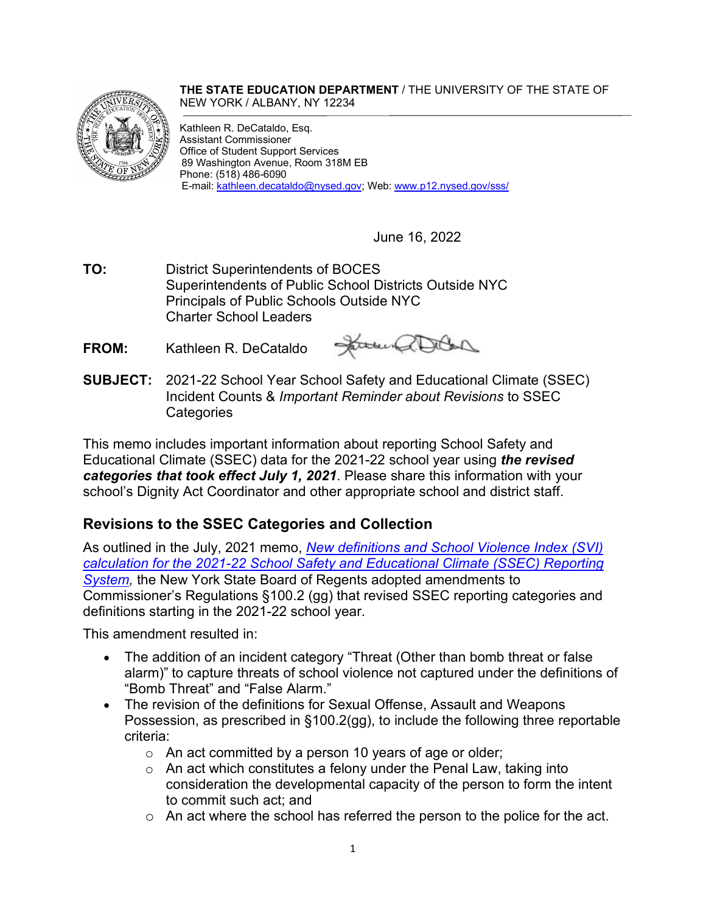**THE STATE EDUCATION DEPARTMENT** / THE UNIVERSITY OF THE STATE OF NEW YORK / ALBANY, NY 12234

Kathleen R. DeCataldo, Esq.
Assistant Commissioner
Office of Student Support Services
89 Washington Avenue, Room 318M EB
Phone: (518) 486-6090
E-mail: kathleen.decataldo@nysed.gov; Web: www.p12.nysed.gov/sss/

June 16, 2022

**TO:** District Superintendents of BOCES
Superintendents of Public School Districts Outside NYC
Principals of Public Schools Outside NYC
Charter School Leaders

**FROM:** Kathleen R. DeCataldo

**SUBJECT:** 2021-22 School Year School Safety and Educational Climate (SSEC) Incident Counts & *Important Reminder about Revisions* to SSEC Categories

This memo includes important information about reporting School Safety and Educational Climate (SSEC) data for the 2021-22 school year using ***the revised categories that took effect July 1, 2021***. Please share this information with your school's Dignity Act Coordinator and other appropriate school and district staff.

## Revisions to the SSEC Categories and Collection

As outlined in the July, 2021 memo, *New definitions and School Violence Index (SVI) calculation for the 2021-22 School Safety and Educational Climate (SSEC) Reporting System,* the New York State Board of Regents adopted amendments to Commissioner's Regulations §100.2 (gg) that revised SSEC reporting categories and definitions starting in the 2021-22 school year.

This amendment resulted in:

- The addition of an incident category "Threat (Other than bomb threat or false alarm)" to capture threats of school violence not captured under the definitions of "Bomb Threat" and "False Alarm."
- The revision of the definitions for Sexual Offense, Assault and Weapons Possession, as prescribed in §100.2(gg), to include the following three reportable criteria:
  - An act committed by a person 10 years of age or older;
  - An act which constitutes a felony under the Penal Law, taking into consideration the developmental capacity of the person to form the intent to commit such act; and
  - An act where the school has referred the person to the police for the act.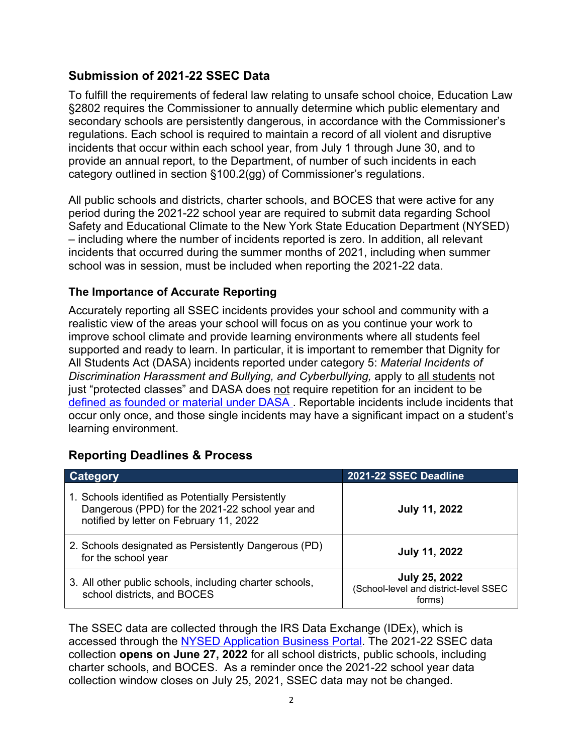## Submission of 2021-22 SSEC Data

To fulfill the requirements of federal law relating to unsafe school choice, Education Law §2802 requires the Commissioner to annually determine which public elementary and secondary schools are persistently dangerous, in accordance with the Commissioner's regulations. Each school is required to maintain a record of all violent and disruptive incidents that occur within each school year, from July 1 through June 30, and to provide an annual report, to the Department, of number of such incidents in each category outlined in section §100.2(gg) of Commissioner's regulations.

All public schools and districts, charter schools, and BOCES that were active for any period during the 2021-22 school year are required to submit data regarding School Safety and Educational Climate to the New York State Education Department (NYSED) – including where the number of incidents reported is zero. In addition, all relevant incidents that occurred during the summer months of 2021, including when summer school was in session, must be included when reporting the 2021-22 data.

### The Importance of Accurate Reporting

Accurately reporting all SSEC incidents provides your school and community with a realistic view of the areas your school will focus on as you continue your work to improve school climate and provide learning environments where all students feel supported and ready to learn. In particular, it is important to remember that Dignity for All Students Act (DASA) incidents reported under category 5: *Material Incidents of Discrimination Harassment and Bullying, and Cyberbullying,* apply to all students not just "protected classes" and DASA does not require repetition for an incident to be defined as founded or material under DASA . Reportable incidents include incidents that occur only once, and those single incidents may have a significant impact on a student's learning environment.

## Reporting Deadlines & Process

| Category | 2021-22 SSEC Deadline |
| --- | --- |
| 1. Schools identified as Potentially Persistently Dangerous (PPD) for the 2021-22 school year and notified by letter on February 11, 2022 | **July 11, 2022** |
| 2. Schools designated as Persistently Dangerous (PD) for the school year | **July 11, 2022** |
| 3. All other public schools, including charter schools, school districts, and BOCES | **July 25, 2022** (School-level and district-level SSEC forms) |

The SSEC data are collected through the IRS Data Exchange (IDEx), which is accessed through the NYSED Application Business Portal. The 2021-22 SSEC data collection **opens on June 27, 2022** for all school districts, public schools, including charter schools, and BOCES. As a reminder once the 2021-22 school year data collection window closes on July 25, 2021, SSEC data may not be changed.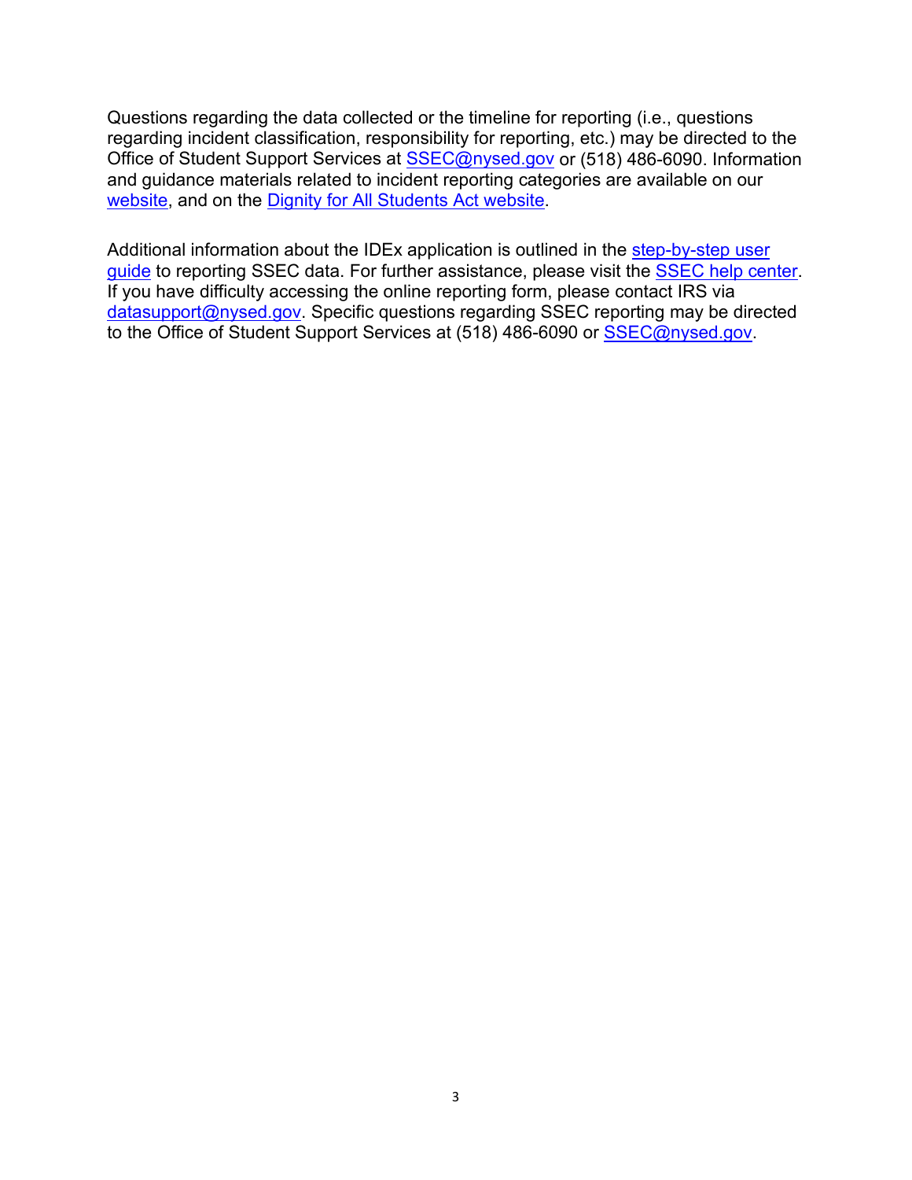Questions regarding the data collected or the timeline for reporting (i.e., questions regarding incident classification, responsibility for reporting, etc.) may be directed to the Office of Student Support Services at SSEC@nysed.gov or (518) 486-6090. Information and guidance materials related to incident reporting categories are available on our website, and on the Dignity for All Students Act website.

Additional information about the IDEx application is outlined in the step-by-step user guide to reporting SSEC data. For further assistance, please visit the SSEC help center. If you have difficulty accessing the online reporting form, please contact IRS via datasupport@nysed.gov. Specific questions regarding SSEC reporting may be directed to the Office of Student Support Services at (518) 486-6090 or SSEC@nysed.gov.